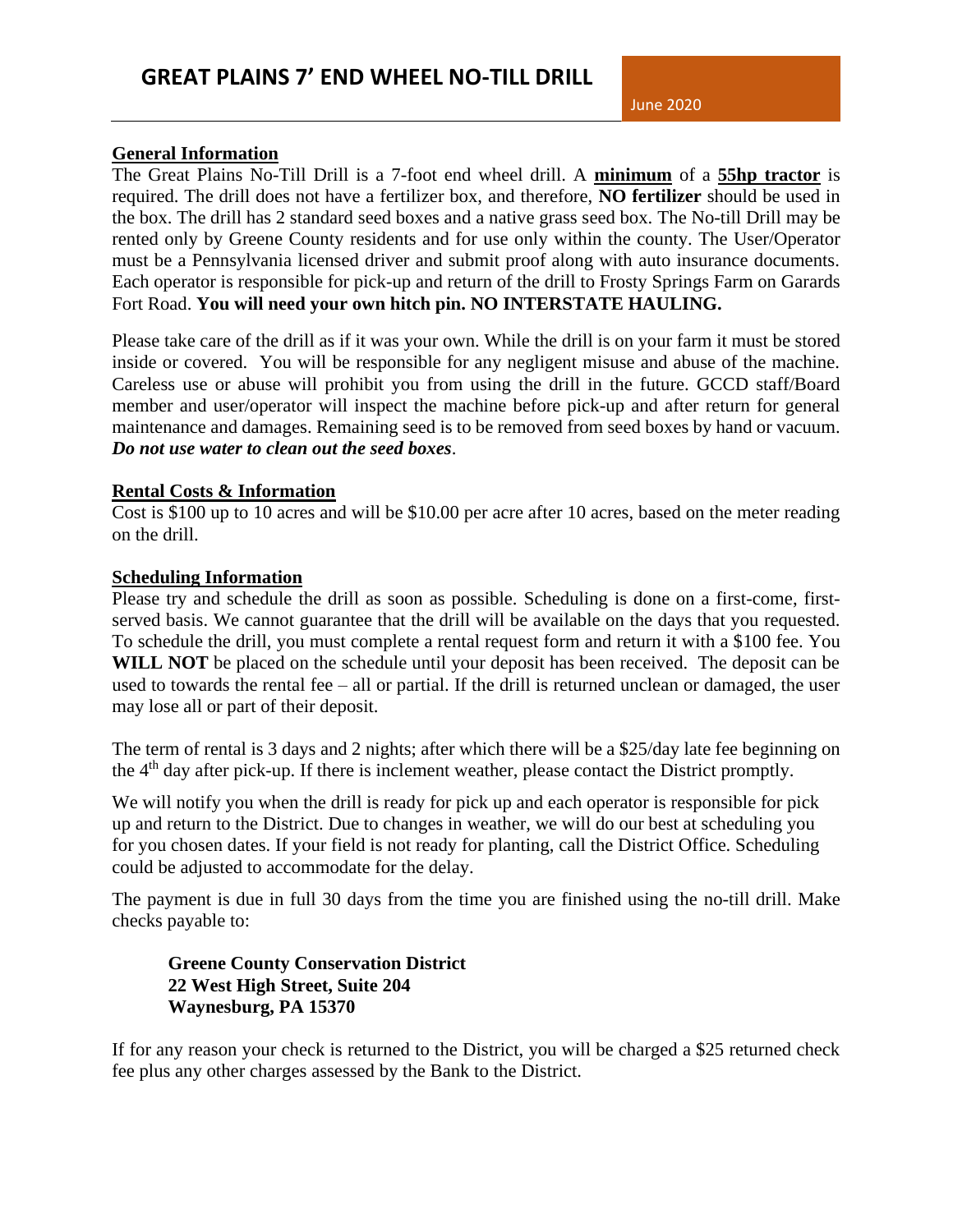# GREAT PLAINS 7' END WHEEL NO-TILL DRILL

June 2020

## General Information

The Great Plains No-Till Drill is a 7-foot end wheel drill. A **minimum** of a **55hp tractor** is required. The drill does not have a fertilizer box, and therefore, **NO fertilizer** should be used in the box. The drill has 2 standard seed boxes and a native grass seed box. The No-till Drill may be rented only by Greene County residents and for use only within the county. The User/Operator must be a Pennsylvania licensed driver and submit proof along with auto insurance documents. Each operator is responsible for pick-up and return of the drill to Frosty Springs Farm on Garards Fort Road. **You will need your own hitch pin. NO INTERSTATE HAULING.**

Please take care of the drill as if it was your own. While the drill is on your farm it must be stored inside or covered. You will be responsible for any negligent misuse and abuse of the machine. Careless use or abuse will prohibit you from using the drill in the future. GCCD staff/Board member and user/operator will inspect the machine before pick-up and after return for general maintenance and damages. Remaining seed is to be removed from seed boxes by hand or vacuum. ***Do not use water to clean out the seed boxes***.

## Rental Costs & Information

Cost is $100 up to 10 acres and will be $10.00 per acre after 10 acres, based on the meter reading on the drill.

## Scheduling Information

Please try and schedule the drill as soon as possible. Scheduling is done on a first-come, first-served basis. We cannot guarantee that the drill will be available on the days that you requested. To schedule the drill, you must complete a rental request form and return it with a $100 fee. You **WILL NOT** be placed on the schedule until your deposit has been received. The deposit can be used to towards the rental fee – all or partial. If the drill is returned unclean or damaged, the user may lose all or part of their deposit.

The term of rental is 3 days and 2 nights; after which there will be a $25/day late fee beginning on the 4th day after pick-up. If there is inclement weather, please contact the District promptly.

We will notify you when the drill is ready for pick up and each operator is responsible for pick up and return to the District. Due to changes in weather, we will do our best at scheduling you for you chosen dates. If your field is not ready for planting, call the District Office. Scheduling could be adjusted to accommodate for the delay.

The payment is due in full 30 days from the time you are finished using the no-till drill. Make checks payable to:

> **Greene County Conservation District**
> **22 West High Street, Suite 204**
> **Waynesburg, PA 15370**

If for any reason your check is returned to the District, you will be charged a $25 returned check fee plus any other charges assessed by the Bank to the District.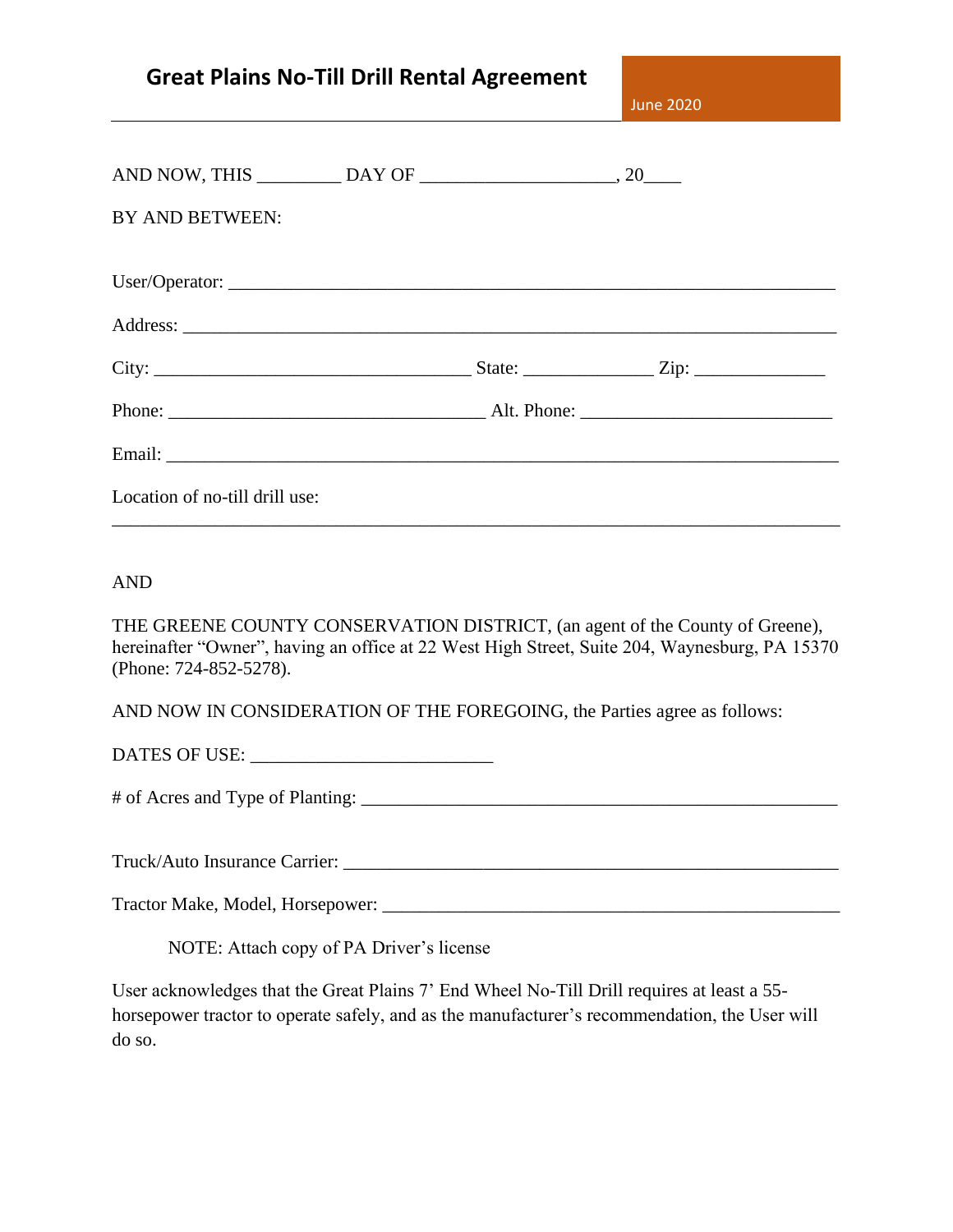# Great Plains No-Till Drill Rental Agreement

June 2020

AND NOW, THIS _________ DAY OF ____________________, 20____

BY AND BETWEEN:

User/Operator: ___________________________________________________________________

Address: ________________________________________________________________________

City: _________________________________ State: ______________ Zip: ______________

Phone: __________________________________ Alt. Phone: ___________________________

Email: __________________________________________________________________________

Location of no-till drill use:

_________________________________________________________________________________

AND

THE GREENE COUNTY CONSERVATION DISTRICT, (an agent of the County of Greene), hereinafter "Owner", having an office at 22 West High Street, Suite 204, Waynesburg, PA 15370 (Phone: 724-852-5278).

AND NOW IN CONSIDERATION OF THE FOREGOING, the Parties agree as follows:

DATES OF USE: __________________________

# of Acres and Type of Planting: _____________________________________________________

Truck/Auto Insurance Carrier: _______________________________________________________

Tractor Make, Model, Horsepower: ___________________________________________________

NOTE: Attach copy of PA Driver's license

User acknowledges that the Great Plains 7' End Wheel No-Till Drill requires at least a 55-horsepower tractor to operate safely, and as the manufacturer's recommendation, the User will do so.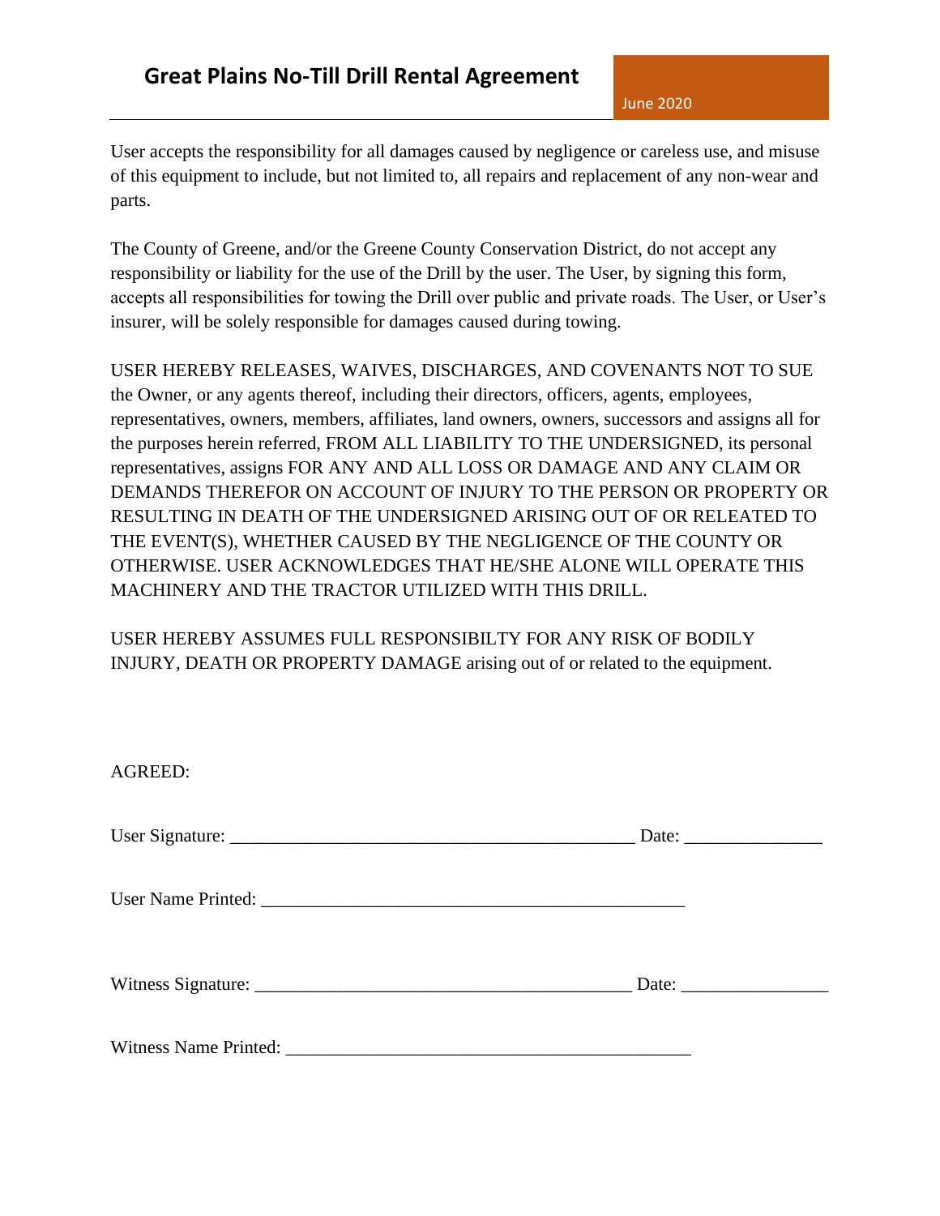# Great Plains No-Till Drill Rental Agreement

June 2020

User accepts the responsibility for all damages caused by negligence or careless use, and misuse of this equipment to include, but not limited to, all repairs and replacement of any non-wear and parts.

The County of Greene, and/or the Greene County Conservation District, do not accept any responsibility or liability for the use of the Drill by the user. The User, by signing this form, accepts all responsibilities for towing the Drill over public and private roads. The User, or User's insurer, will be solely responsible for damages caused during towing.

USER HEREBY RELEASES, WAIVES, DISCHARGES, AND COVENANTS NOT TO SUE the Owner, or any agents thereof, including their directors, officers, agents, employees, representatives, owners, members, affiliates, land owners, owners, successors and assigns all for the purposes herein referred, FROM ALL LIABILITY TO THE UNDERSIGNED, its personal representatives, assigns FOR ANY AND ALL LOSS OR DAMAGE AND ANY CLAIM OR DEMANDS THEREFOR ON ACCOUNT OF INJURY TO THE PERSON OR PROPERTY OR RESULTING IN DEATH OF THE UNDERSIGNED ARISING OUT OF OR RELEATED TO THE EVENT(S), WHETHER CAUSED BY THE NEGLIGENCE OF THE COUNTY OR OTHERWISE. USER ACKNOWLEDGES THAT HE/SHE ALONE WILL OPERATE THIS MACHINERY AND THE TRACTOR UTILIZED WITH THIS DRILL.

USER HEREBY ASSUMES FULL RESPONSIBILTY FOR ANY RISK OF BODILY INJURY, DEATH OR PROPERTY DAMAGE arising out of or related to the equipment.

AGREED:

User Signature: _____________________________________________ Date: _______________

User Name Printed: _______________________________________________

Witness Signature: __________________________________________ Date: ________________

Witness Name Printed: _____________________________________________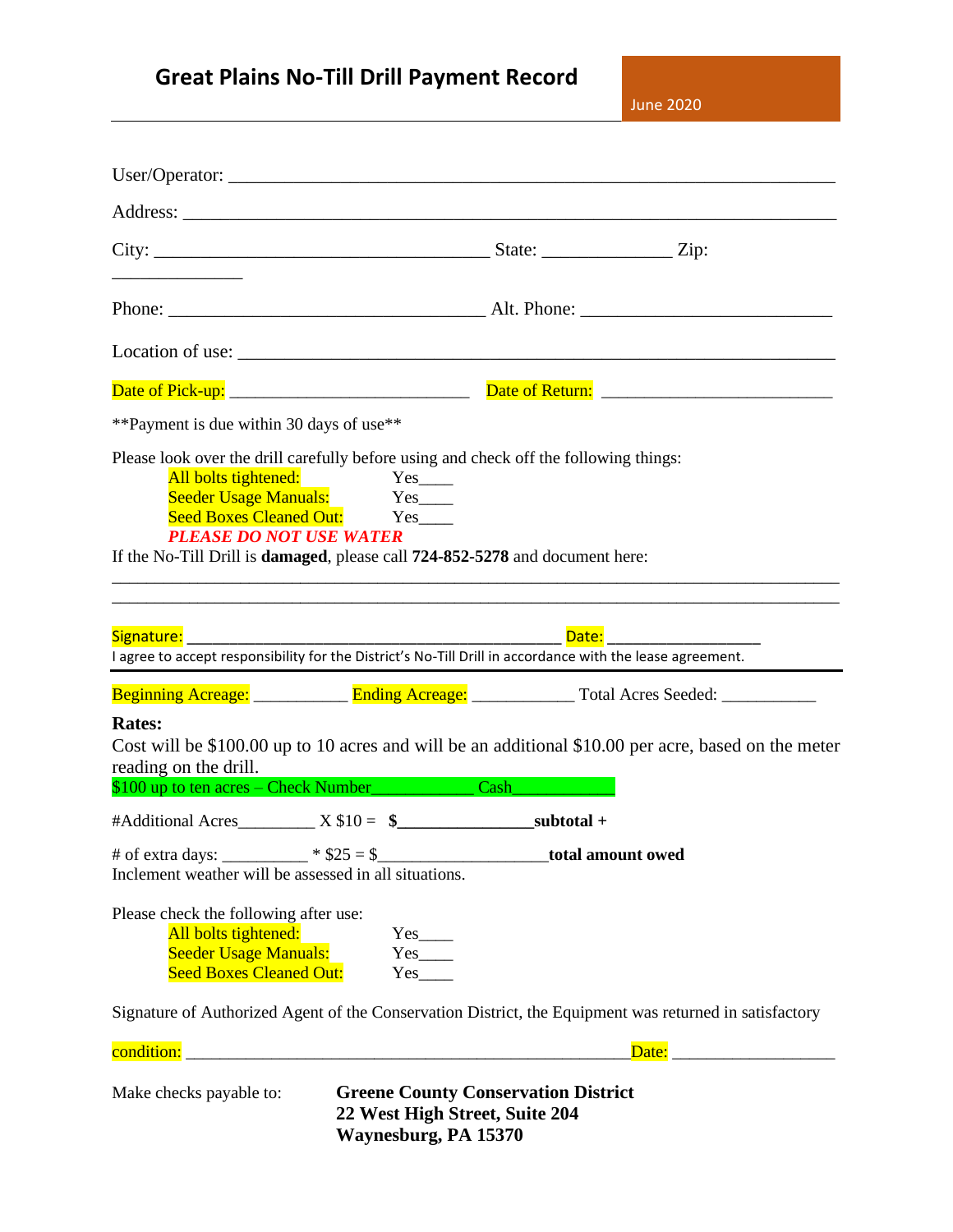# Great Plains No-Till Drill Payment Record

June 2020

User/Operator: ___________________________________________________________________

Address: _____________________________________________________________________

City: ______________________________________ State: ______________ Zip: ______________

Phone: ___________________________________ Alt. Phone: ___________________________

Location of use: ________________________________________________________________

Date of Pick-up: ___________________________ Date of Return: _________________________

**Payment is due within 30 days of use**

Please look over the drill carefully before using and check off the following things:

- All bolts tightened: Yes____
- Seeder Usage Manuals: Yes____
- Seed Boxes Cleaned Out: Yes____

***PLEASE DO NOT USE WATER***

If the No-Till Drill is **damaged**, please call **724-852-5278** and document here:

_________________________________________________________________________________

_________________________________________________________________________________

Signature: ____________________________________________ Date: _________________

I agree to accept responsibility for the District's No-Till Drill in accordance with the lease agreement.

---

Beginning Acreage: ___________ Ending Acreage: ____________ Total Acres Seeded: ___________

**Rates:**

Cost will be $100.00 up to 10 acres and will be an additional $10.00 per acre, based on the meter reading on the drill.

$100 up to ten acres – Check Number____________ Cash____________

#Additional Acres_________ X $10 = **$________________subtotal +**

# of extra days: __________ * $25 = $____________________**total amount owed**

Inclement weather will be assessed in all situations.

Please check the following after use:

- All bolts tightened: Yes____
- Seeder Usage Manuals: Yes____
- Seed Boxes Cleaned Out: Yes____

Signature of Authorized Agent of the Conservation District, the Equipment was returned in satisfactory condition: ______________________________________________________ Date: ___________________

Make checks payable to:

**Greene County Conservation District**
**22 West High Street, Suite 204**
**Waynesburg, PA 15370**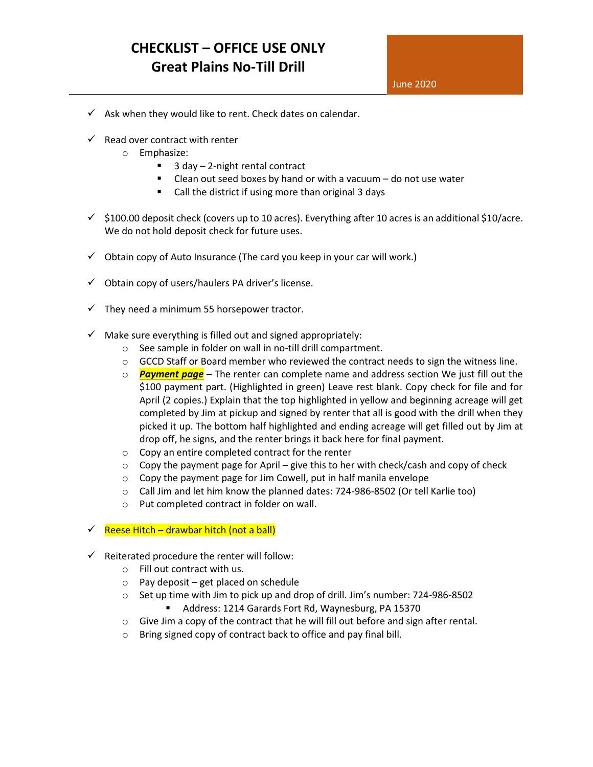# CHECKLIST – OFFICE USE ONLY
## Great Plains No-Till Drill

June 2020

- ✓ Ask when they would like to rent. Check dates on calendar.

- ✓ Read over contract with renter
  - Emphasize:
    - 3 day – 2-night rental contract
    - Clean out seed boxes by hand or with a vacuum – do not use water
    - Call the district if using more than original 3 days

- ✓ $100.00 deposit check (covers up to 10 acres). Everything after 10 acres is an additional $10/acre. We do not hold deposit check for future uses.

- ✓ Obtain copy of Auto Insurance (The card you keep in your car will work.)

- ✓ Obtain copy of users/haulers PA driver's license.

- ✓ They need a minimum 55 horsepower tractor.

- ✓ Make sure everything is filled out and signed appropriately:
  - See sample in folder on wall in no-till drill compartment.
  - GCCD Staff or Board member who reviewed the contract needs to sign the witness line.
  - ***Payment page*** – The renter can complete name and address section We just fill out the $100 payment part. (Highlighted in green) Leave rest blank. Copy check for file and for April (2 copies.) Explain that the top highlighted in yellow and beginning acreage will get completed by Jim at pickup and signed by renter that all is good with the drill when they picked it up. The bottom half highlighted and ending acreage will get filled out by Jim at drop off, he signs, and the renter brings it back here for final payment.
  - Copy an entire completed contract for the renter
  - Copy the payment page for April – give this to her with check/cash and copy of check
  - Copy the payment page for Jim Cowell, put in half manila envelope
  - Call Jim and let him know the planned dates: 724-986-8502 (Or tell Karlie too)
  - Put completed contract in folder on wall.

- ✓ Reese Hitch – drawbar hitch (not a ball)

- ✓ Reiterated procedure the renter will follow:
  - Fill out contract with us.
  - Pay deposit – get placed on schedule
  - Set up time with Jim to pick up and drop of drill. Jim's number: 724-986-8502
    - Address: 1214 Garards Fort Rd, Waynesburg, PA 15370
  - Give Jim a copy of the contract that he will fill out before and sign after rental.
  - Bring signed copy of contract back to office and pay final bill.